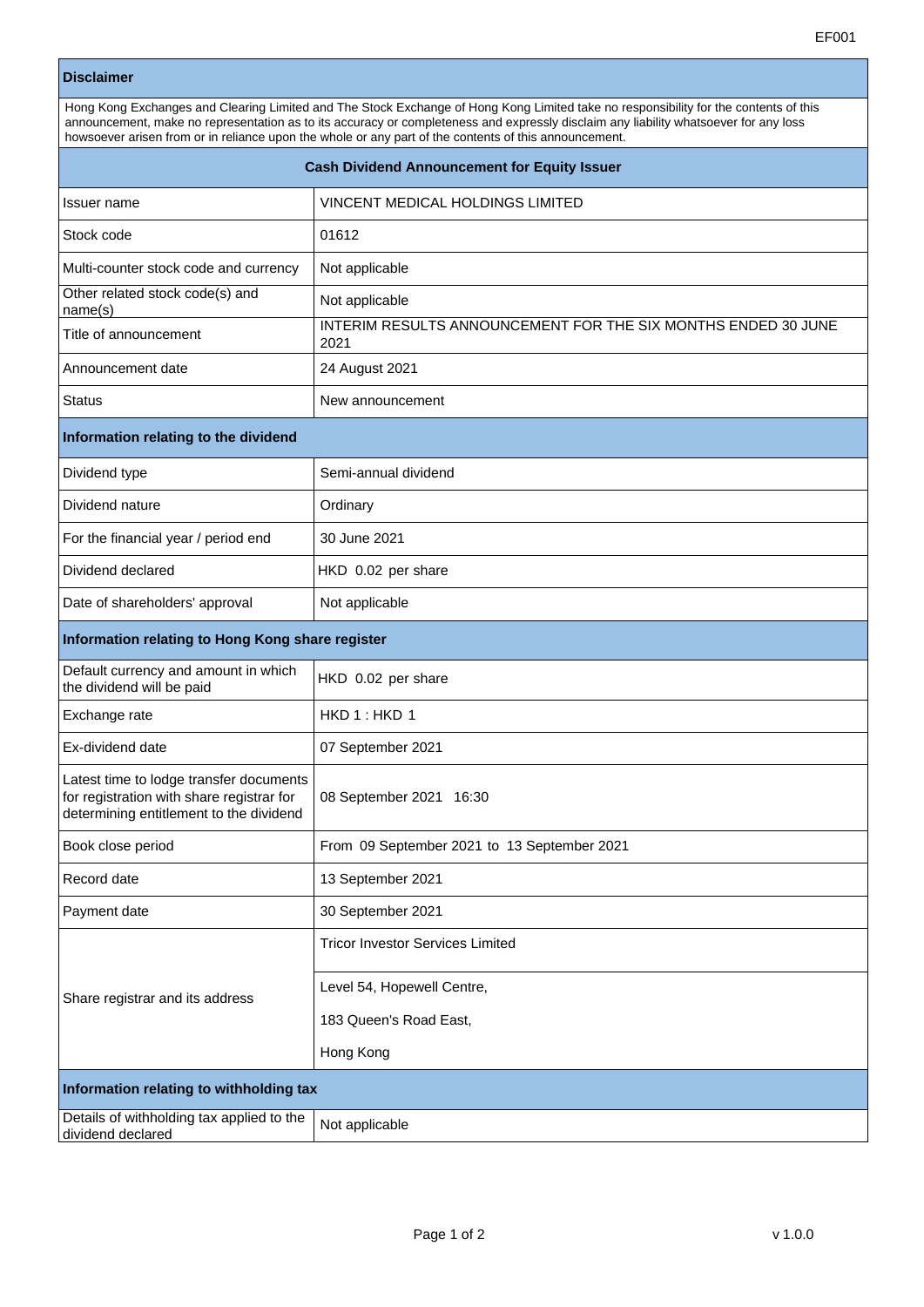EF001

## Disclaimer

Hong Kong Exchanges and Clearing Limited and The Stock Exchange of Hong Kong Limited take no responsibility for the contents of this announcement, make no representation as to its accuracy or completeness and expressly disclaim any liability whatsoever for any loss howsoever arisen from or in reliance upon the whole or any part of the contents of this announcement.

## Cash Dividend Announcement for Equity Issuer

| | |
|---|---|
| Issuer name | VINCENT MEDICAL HOLDINGS LIMITED |
| Stock code | 01612 |
| Multi-counter stock code and currency | Not applicable |
| Other related stock code(s) and name(s) | Not applicable |
| Title of announcement | INTERIM RESULTS ANNOUNCEMENT FOR THE SIX MONTHS ENDED 30 JUNE 2021 |
| Announcement date | 24 August 2021 |
| Status | New announcement |

### Information relating to the dividend

| | |
|---|---|
| Dividend type | Semi-annual dividend |
| Dividend nature | Ordinary |
| For the financial year / period end | 30 June 2021 |
| Dividend declared | HKD 0.02 per share |
| Date of shareholders' approval | Not applicable |

### Information relating to Hong Kong share register

| | |
|---|---|
| Default currency and amount in which the dividend will be paid | HKD 0.02 per share |
| Exchange rate | HKD 1 : HKD 1 |
| Ex-dividend date | 07 September 2021 |
| Latest time to lodge transfer documents for registration with share registrar for determining entitlement to the dividend | 08 September 2021 16:30 |
| Book close period | From 09 September 2021 to 13 September 2021 |
| Record date | 13 September 2021 |
| Payment date | 30 September 2021 |
| Share registrar and its address | Tricor Investor Services Limited<br>Level 54, Hopewell Centre,<br>183 Queen's Road East,<br>Hong Kong |

### Information relating to withholding tax

| | |
|---|---|
| Details of withholding tax applied to the dividend declared | Not applicable |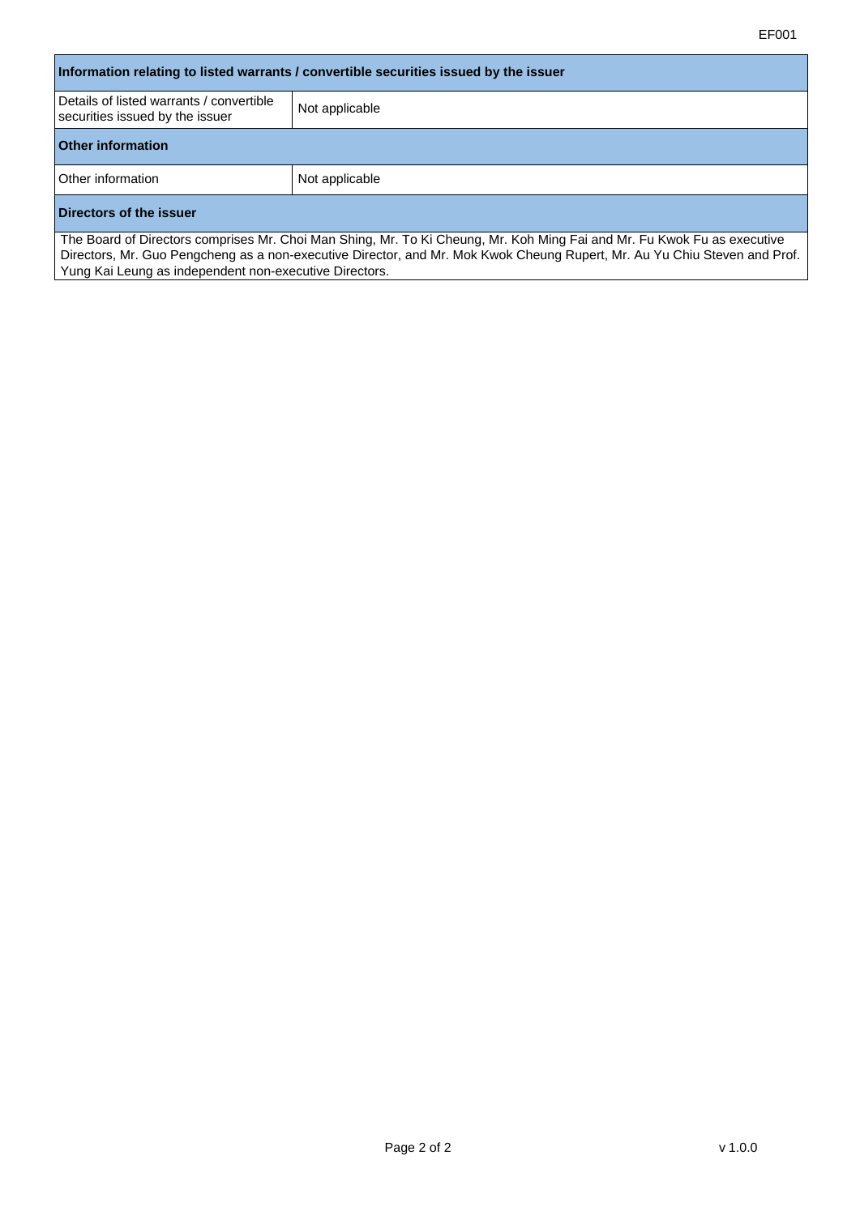### Information relating to listed warrants / convertible securities issued by the issuer

| | |
|---|---|
| Details of listed warrants / convertible securities issued by the issuer | Not applicable |

### Other information

| | |
|---|---|
| Other information | Not applicable |

### Directors of the issuer

The Board of Directors comprises Mr. Choi Man Shing, Mr. To Ki Cheung, Mr. Koh Ming Fai and Mr. Fu Kwok Fu as executive Directors, Mr. Guo Pengcheng as a non-executive Director, and Mr. Mok Kwok Cheung Rupert, Mr. Au Yu Chiu Steven and Prof. Yung Kai Leung as independent non-executive Directors.